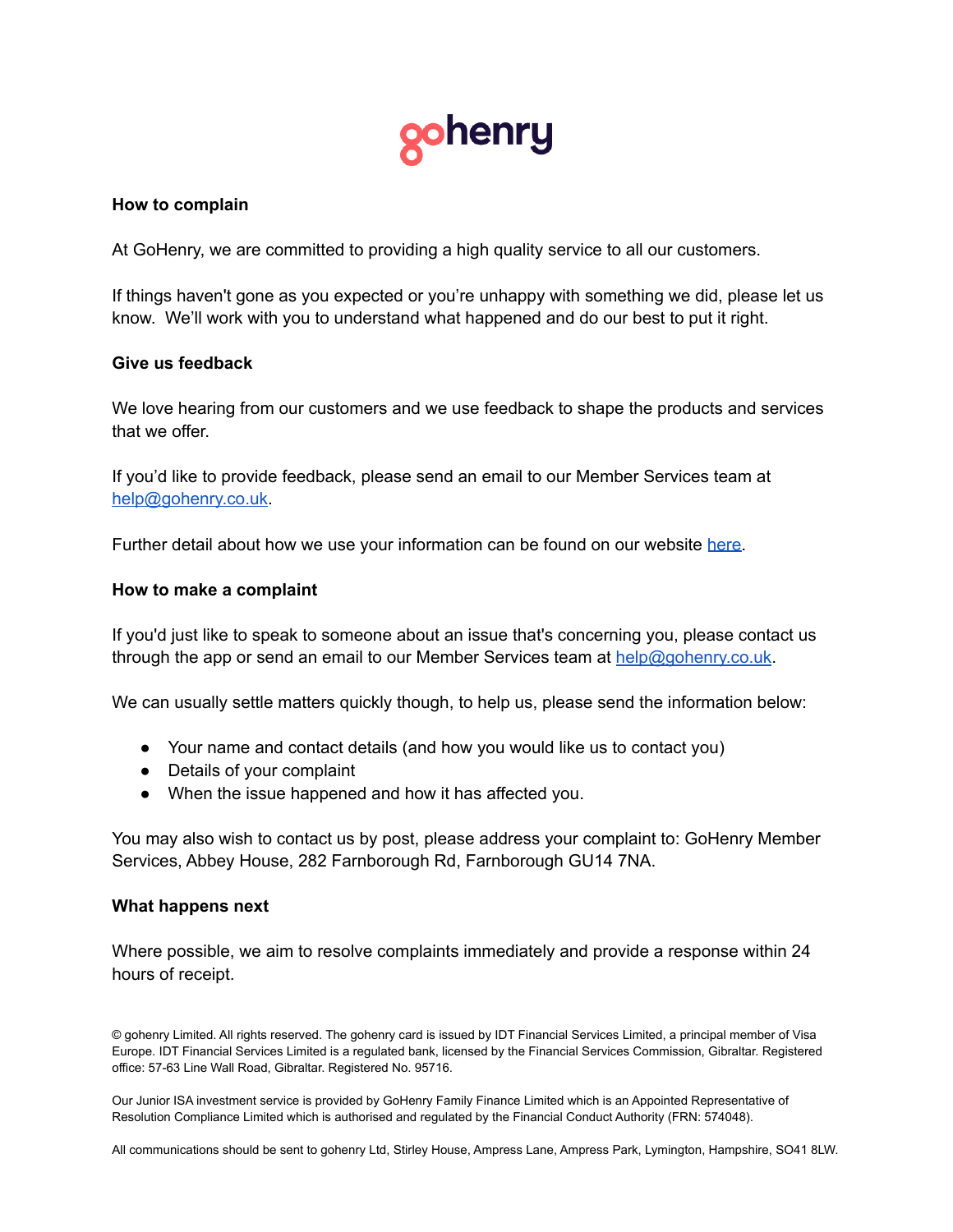gohenry

**How to complain**

At GoHenry, we are committed to providing a high quality service to all our customers.

If things haven't gone as you expected or you're unhappy with something we did, please let us know. We'll work with you to understand what happened and do our best to put it right.

**Give us feedback**

We love hearing from our customers and we use feedback to shape the products and services that we offer.

If you'd like to provide feedback, please send an email to our Member Services team at [help@gohenry.co.uk](mailto:help@gohenry.co.uk).

Further detail about how we use your information can be found on our website here.

**How to make a complaint**

If you'd just like to speak to someone about an issue that's concerning you, please contact us through the app or send an email to our Member Services team at [help@gohenry.co.uk](mailto:help@gohenry.co.uk).

We can usually settle matters quickly though, to help us, please send the information below:

- Your name and contact details (and how you would like us to contact you)
- Details of your complaint
- When the issue happened and how it has affected you.

You may also wish to contact us by post, please address your complaint to: GoHenry Member Services, Abbey House, 282 Farnborough Rd, Farnborough GU14 7NA.

**What happens next**

Where possible, we aim to resolve complaints immediately and provide a response within 24 hours of receipt.

© gohenry Limited. All rights reserved. The gohenry card is issued by IDT Financial Services Limited, a principal member of Visa Europe. IDT Financial Services Limited is a regulated bank, licensed by the Financial Services Commission, Gibraltar. Registered office: 57-63 Line Wall Road, Gibraltar. Registered No. 95716.

Our Junior ISA investment service is provided by GoHenry Family Finance Limited which is an Appointed Representative of Resolution Compliance Limited which is authorised and regulated by the Financial Conduct Authority (FRN: 574048).

All communications should be sent to gohenry Ltd, Stirley House, Ampress Lane, Ampress Park, Lymington, Hampshire, SO41 8LW.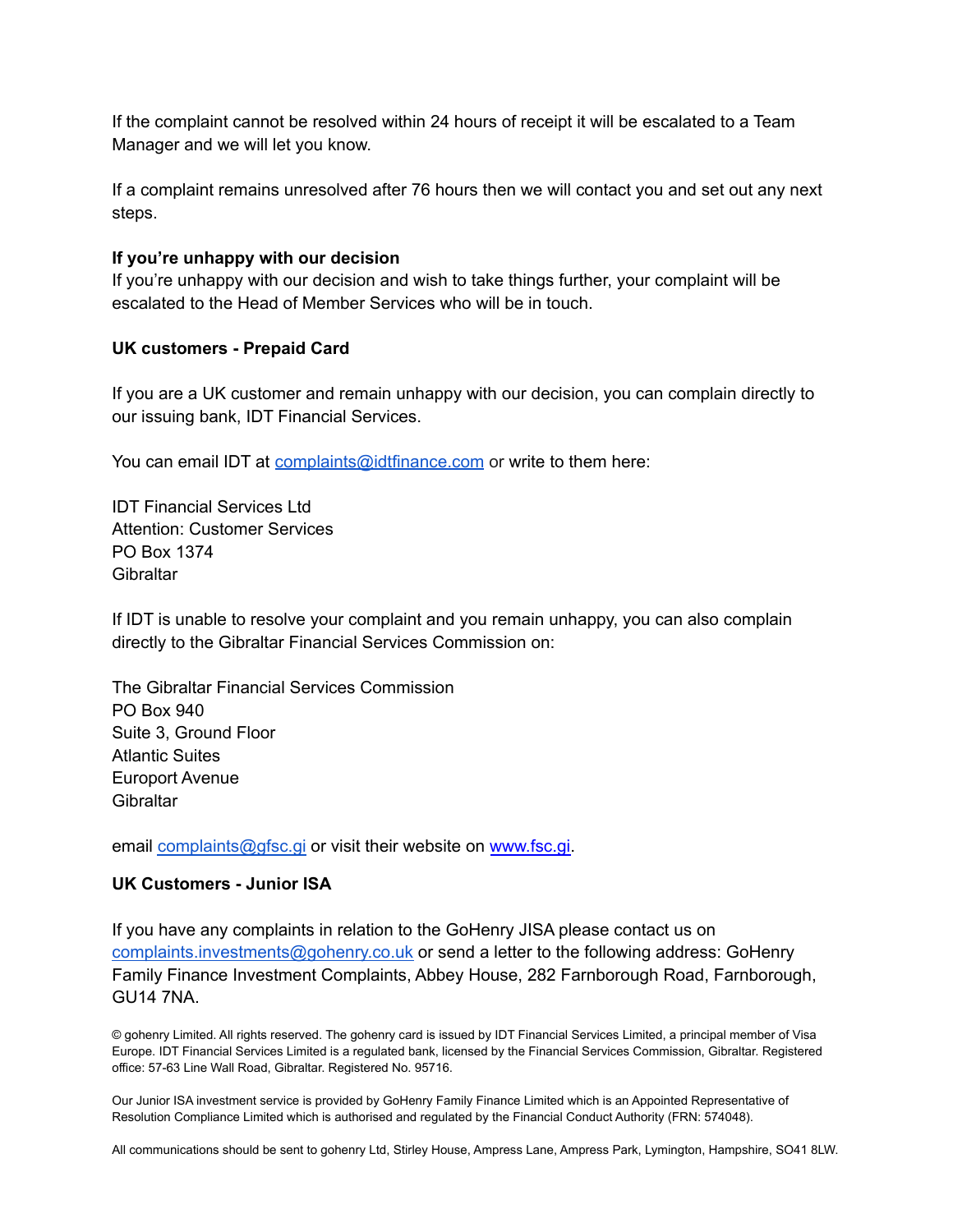If the complaint cannot be resolved within 24 hours of receipt it will be escalated to a Team Manager and we will let you know.

If a complaint remains unresolved after 76 hours then we will contact you and set out any next steps.

**If you're unhappy with our decision**

If you're unhappy with our decision and wish to take things further, your complaint will be escalated to the Head of Member Services who will be in touch.

**UK customers - Prepaid Card**

If you are a UK customer and remain unhappy with our decision, you can complain directly to our issuing bank, IDT Financial Services.

You can email IDT at complaints@idtfinance.com or write to them here:

IDT Financial Services Ltd
Attention: Customer Services
PO Box 1374
Gibraltar

If IDT is unable to resolve your complaint and you remain unhappy, you can also complain directly to the Gibraltar Financial Services Commission on:

The Gibraltar Financial Services Commission
PO Box 940
Suite 3, Ground Floor
Atlantic Suites
Europort Avenue
Gibraltar

email complaints@gfsc.gi or visit their website on www.fsc.gi.

**UK Customers - Junior ISA**

If you have any complaints in relation to the GoHenry JISA please contact us on complaints.investments@gohenry.co.uk or send a letter to the following address: GoHenry Family Finance Investment Complaints, Abbey House, 282 Farnborough Road, Farnborough, GU14 7NA.

© gohenry Limited. All rights reserved. The gohenry card is issued by IDT Financial Services Limited, a principal member of Visa Europe. IDT Financial Services Limited is a regulated bank, licensed by the Financial Services Commission, Gibraltar. Registered office: 57-63 Line Wall Road, Gibraltar. Registered No. 95716.

Our Junior ISA investment service is provided by GoHenry Family Finance Limited which is an Appointed Representative of Resolution Compliance Limited which is authorised and regulated by the Financial Conduct Authority (FRN: 574048).

All communications should be sent to gohenry Ltd, Stirley House, Ampress Lane, Ampress Park, Lymington, Hampshire, SO41 8LW.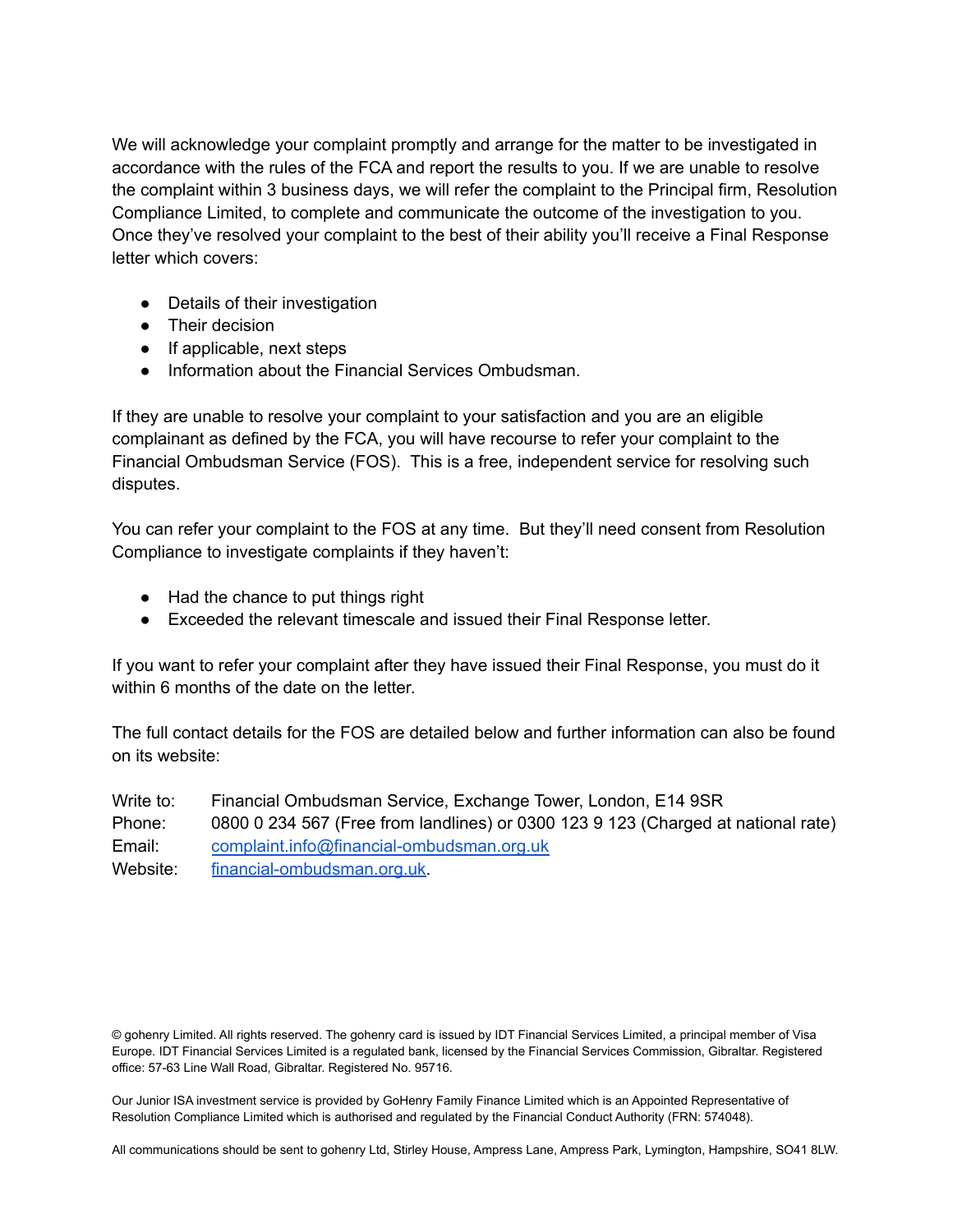We will acknowledge your complaint promptly and arrange for the matter to be investigated in accordance with the rules of the FCA and report the results to you. If we are unable to resolve the complaint within 3 business days, we will refer the complaint to the Principal firm, Resolution Compliance Limited, to complete and communicate the outcome of the investigation to you. Once they've resolved your complaint to the best of their ability you'll receive a Final Response letter which covers:

- Details of their investigation
- Their decision
- If applicable, next steps
- Information about the Financial Services Ombudsman.

If they are unable to resolve your complaint to your satisfaction and you are an eligible complainant as defined by the FCA, you will have recourse to refer your complaint to the Financial Ombudsman Service (FOS). This is a free, independent service for resolving such disputes.

You can refer your complaint to the FOS at any time. But they'll need consent from Resolution Compliance to investigate complaints if they haven't:

- Had the chance to put things right
- Exceeded the relevant timescale and issued their Final Response letter.

If you want to refer your complaint after they have issued their Final Response, you must do it within 6 months of the date on the letter.

The full contact details for the FOS are detailed below and further information can also be found on its website:

| | |
|---|---|
| Write to: | Financial Ombudsman Service, Exchange Tower, London, E14 9SR |
| Phone: | 0800 0 234 567 (Free from landlines) or 0300 123 9 123 (Charged at national rate) |
| Email: | complaint.info@financial-ombudsman.org.uk |
| Website: | financial-ombudsman.org.uk. |

© gohenry Limited. All rights reserved. The gohenry card is issued by IDT Financial Services Limited, a principal member of Visa Europe. IDT Financial Services Limited is a regulated bank, licensed by the Financial Services Commission, Gibraltar. Registered office: 57-63 Line Wall Road, Gibraltar. Registered No. 95716.

Our Junior ISA investment service is provided by GoHenry Family Finance Limited which is an Appointed Representative of Resolution Compliance Limited which is authorised and regulated by the Financial Conduct Authority (FRN: 574048).

All communications should be sent to gohenry Ltd, Stirley House, Ampress Lane, Ampress Park, Lymington, Hampshire, SO41 8LW.